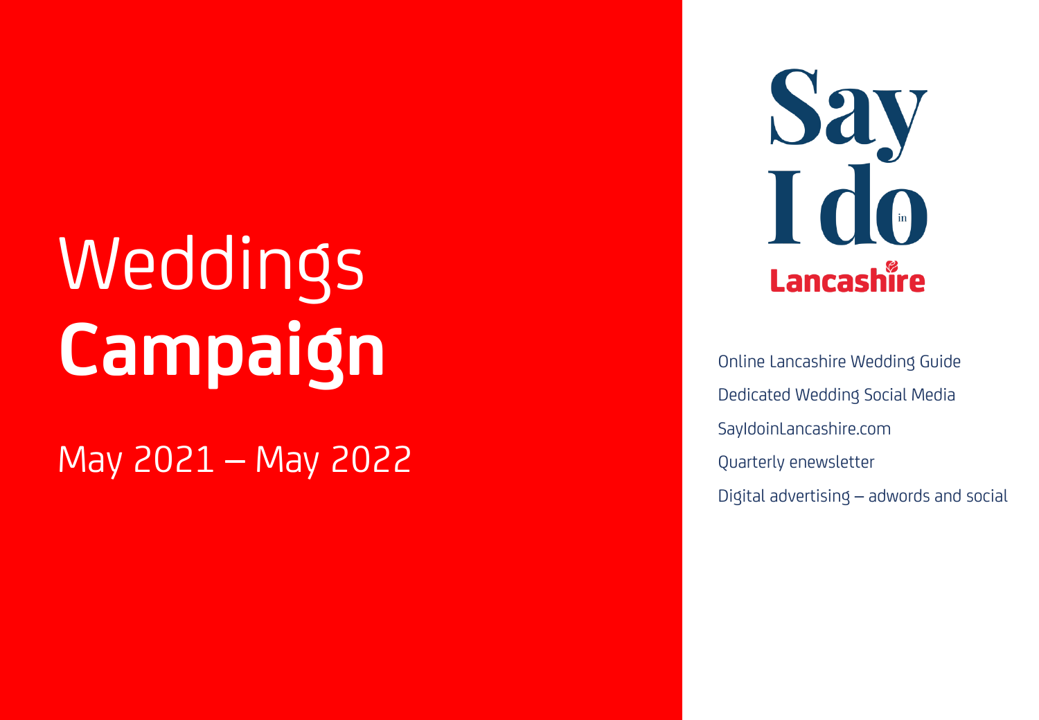# Weddings **Campaign**

May 2021 – May 2022

Say I do in Lancashire

- Online Lancashire Wedding Guide
- Dedicated Wedding Social Media
- SayIdoinLancashire.com
- Quarterly enewsletter
- Digital advertising – adwords and social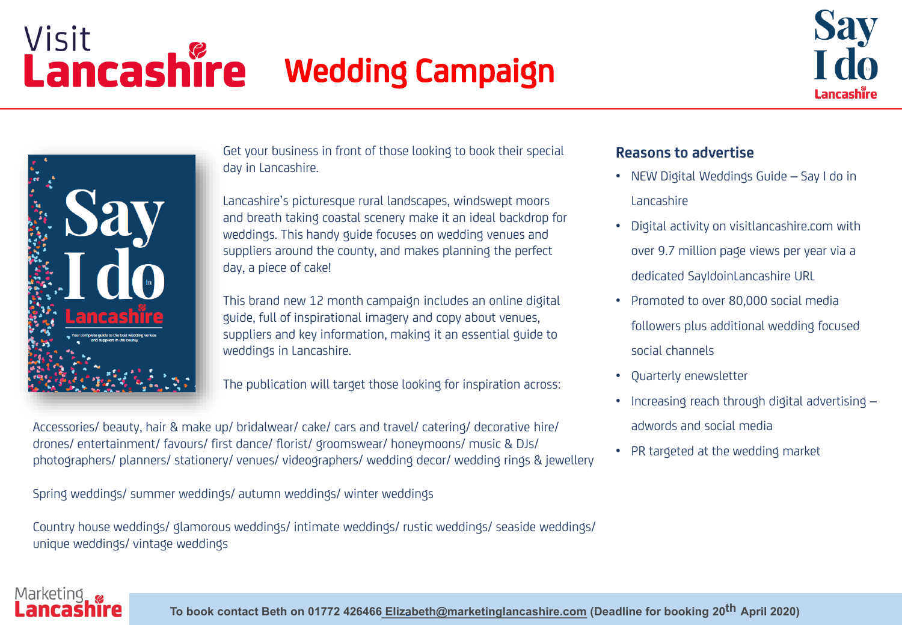# Visit Lancashire Wedding Campaign

Get your business in front of those looking to book their special day in Lancashire.

Lancashire's picturesque rural landscapes, windswept moors and breath taking coastal scenery make it an ideal backdrop for weddings. This handy guide focuses on wedding venues and suppliers around the county, and makes planning the perfect day, a piece of cake!

This brand new 12 month campaign includes an online digital guide, full of inspirational imagery and copy about venues, suppliers and key information, making it an essential guide to weddings in Lancashire.

The publication will target those looking for inspiration across:

Accessories/ beauty, hair & make up/ bridalwear/ cake/ cars and travel/ catering/ decorative hire/ drones/ entertainment/ favours/ first dance/ florist/ groomswear/ honeymoons/ music & DJs/ photographers/ planners/ stationery/ venues/ videographers/ wedding decor/ wedding rings & jewellery

Spring weddings/ summer weddings/ autumn weddings/ winter weddings

Country house weddings/ glamorous weddings/ intimate weddings/ rustic weddings/ seaside weddings/ unique weddings/ vintage weddings

## Reasons to advertise

- NEW Digital Weddings Guide – Say I do in Lancashire
- Digital activity on visitlancashire.com with over 9.7 million page views per year via a dedicated SayIdoinLancashire URL
- Promoted to over 80,000 social media followers plus additional wedding focused social channels
- Quarterly enewsletter
- Increasing reach through digital advertising – adwords and social media
- PR targeted at the wedding market

**To book contact Beth on 01772 426466 Elizabeth@marketinglancashire.com (Deadline for booking 20th April 2020)**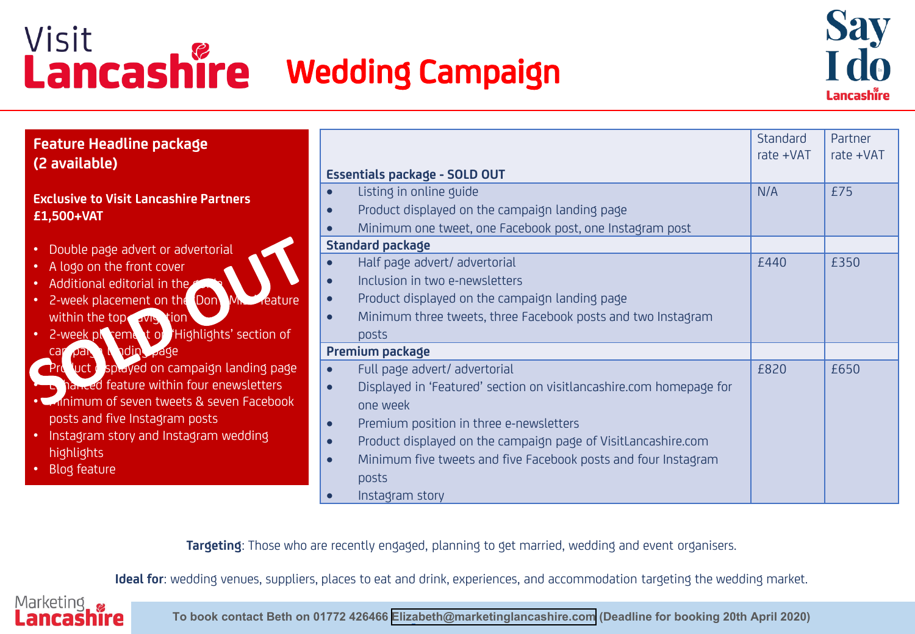# Visit Lancashire Wedding Campaign

Say I do Lancashire

## Feature Headline package (2 available)

**Exclusive to Visit Lancashire Partners £1,500+VAT**

SOLD OUT

- Double page advert or advertorial
- A logo on the front cover
- Additional editorial in the guide
- 2-week placement on the Don't Miss feature within the top navigation
- 2-week placement on 'Highlights' section of campaign landing page
- Product displayed on campaign landing page
- Enhanced feature within four enewsletters
- Minimum of seven tweets & seven Facebook posts and five Instagram posts
- Instagram story and Instagram wedding highlights
- Blog feature

| Essentials package - SOLD OUT | Standard rate +VAT | Partner rate +VAT |
|---|---|---|
| • Listing in online guide<br>• Product displayed on the campaign landing page<br>• Minimum one tweet, one Facebook post, one Instagram post | N/A | £75 |
| **Standard package** | | |
| • Half page advert/ advertorial<br>• Inclusion in two e-newsletters<br>• Product displayed on the campaign landing page<br>• Minimum three tweets, three Facebook posts and two Instagram posts | £440 | £350 |
| **Premium package** | | |
| • Full page advert/ advertorial<br>• Displayed in 'Featured' section on visitlancashire.com homepage for one week<br>• Premium position in three e-newsletters<br>• Product displayed on the campaign page of VisitLancashire.com<br>• Minimum five tweets and five Facebook posts and four Instagram posts<br>• Instagram story | £820 | £650 |

**Targeting**: Those who are recently engaged, planning to get married, wedding and event organisers.

**Ideal for**: wedding venues, suppliers, places to eat and drink, experiences, and accommodation targeting the wedding market.

Marketing Lancashire

**To book contact Beth on 01772 426466 Elizabeth@marketinglancashire.com (Deadline for booking 20th April 2020)**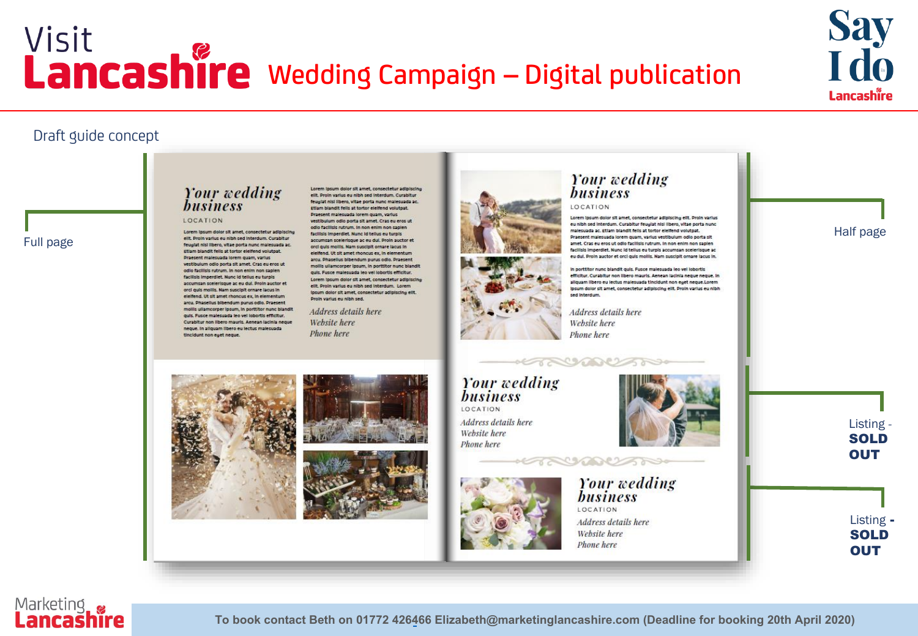# Visit Lancashire Wedding Campaign – Digital publication

Say I do Lancashire

Draft guide concept

Full page

*Your wedding business*

LOCATION

Lorem ipsum dolor sit amet, consectetur adipiscing elit. Proin varius eu nibh sed interdum. Curabitur feugiat nisi libero, vitae porta nunc malesuada ac. Etiam blandit felis at tortor eleifend volutpat. Praesent malesuada lorem quam, varius vestibulum odio porta sit amet. Cras eu eros ut odio facilisis rutrum. In non enim non sapien facilisis imperdiet. Nunc id tellus eu turpis accumsan scelerisque ac eu dui. Proin auctor et orci quis mollis. Nam suscipit ornare lacus in eleifend. Ut sit amet rhoncus ex, in elementum arcu. Phasellus bibendum purus odio. Praesent mollis ullamcorper ipsum, in porttitor nunc blandit quis. Fusce malesuada leo vel lobortis efficitur. Curabitur non libero mauris. Aenean lacinia neque neque. In aliquam libero eu lectus malesuada tincidunt non eget neque.

Lorem ipsum dolor sit amet, consectetur adipiscing elit. Proin varius eu nibh sed interdum. Curabitur feugiat nisi libero, vitae porta nunc malesuada ac. Etiam blandit felis at tortor eleifend volutpat. Praesent malesuada lorem quam, varius vestibulum odio porta sit amet. Cras eu eros ut odio facilisis rutrum. In non enim non sapien facilisis imperdiet. Nunc id tellus eu turpis accumsan scelerisque ac eu dui. Proin auctor et orci quis mollis. Nam suscipit ornare lacus in eleifend. Ut sit amet rhoncus ex, in elementum arcu. Phasellus bibendum purus odio. Praesent mollis ullamcorper ipsum, in porttitor nunc blandit quis. Fusce malesuada leo vel lobortis efficitur. Lorem ipsum dolor sit amet, consectetur adipiscing elit. Proin varius eu nibh sed interdum. Lorem ipsum dolor sit amet, consectetur adipiscing elit. Proin varius eu nibh sed.

*Address details here*
*Website here*
*Phone here*

Half page

*Your wedding business*

LOCATION

Lorem ipsum dolor sit amet, consectetur adipiscing elit. Proin varius eu nibh sed interdum. Curabitur feugiat nisi libero, vitae porta nunc malesuada ac. Etiam blandit felis at tortor eleifend volutpat. Praesent malesuada lorem quam, varius vestibulum odio porta sit amet. Cras eu eros ut odio facilisis rutrum. In non enim non sapien facilisis imperdiet. Nunc id tellus eu turpis accumsan scelerisque ac eu dui. Proin auctor et orci quis mollis. Nam suscipit ornare lacus in.

In porttitor nunc blandit quis. Fusce malesuada leo vel lobortis efficitur. Curabitur non libero mauris. Aenean lacinia neque neque. In aliquam libero eu lectus malesuada tincidunt non eget neque. Lorem ipsum dolor sit amet, consectetur adipiscing elit. Proin varius eu nibh sed interdum.

*Address details here*
*Website here*
*Phone here*

Listing - **SOLD OUT**

*Your wedding business*

LOCATION

*Address details here*
*Website here*
*Phone here*

Listing - **SOLD OUT**

*Your wedding business*

LOCATION

*Address details here*
*Website here*
*Phone here*

Marketing Lancashire

**To book contact Beth on 01772 426466 Elizabeth@marketinglancashire.com (Deadline for booking 20th April 2020)**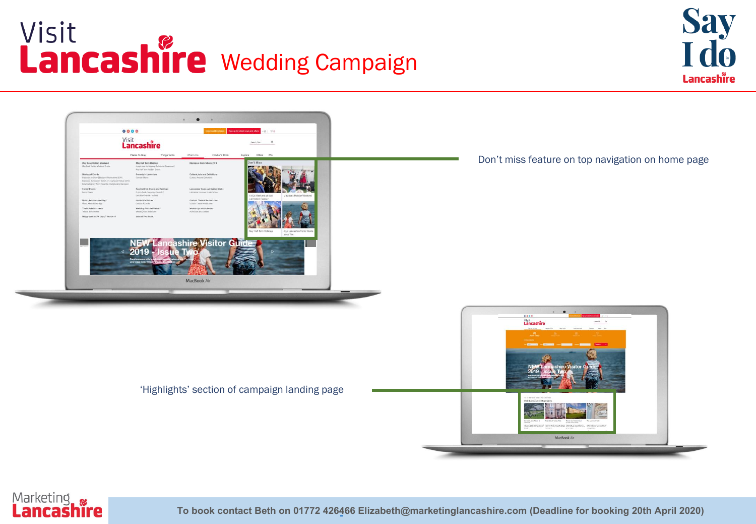# Visit Lancashire Wedding Campaign

Say I do in Lancashire

Don't miss feature on top navigation on home page

'Highlights' section of campaign landing page

Marketing Lancashire

**To book contact Beth on 01772 426466 Elizabeth@marketinglancashire.com (Deadline for booking 20th April 2020)**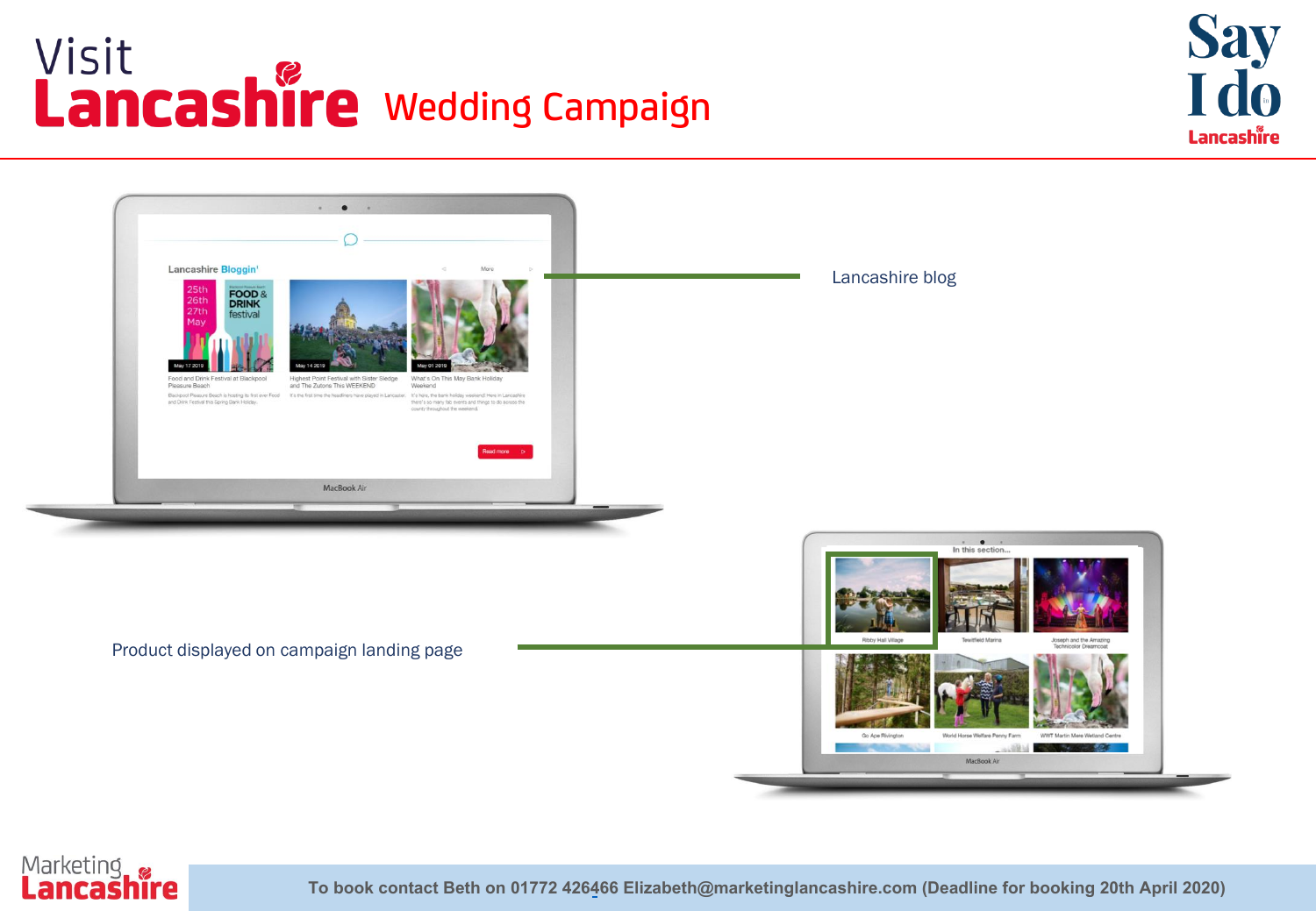# Visit Lancashire Wedding Campaign

Say I do Lancashire

Lancashire blog

Product displayed on campaign landing page

Marketing Lancashire

**To book contact Beth on 01772 426466 Elizabeth@marketinglancashire.com (Deadline for booking 20th April 2020)**